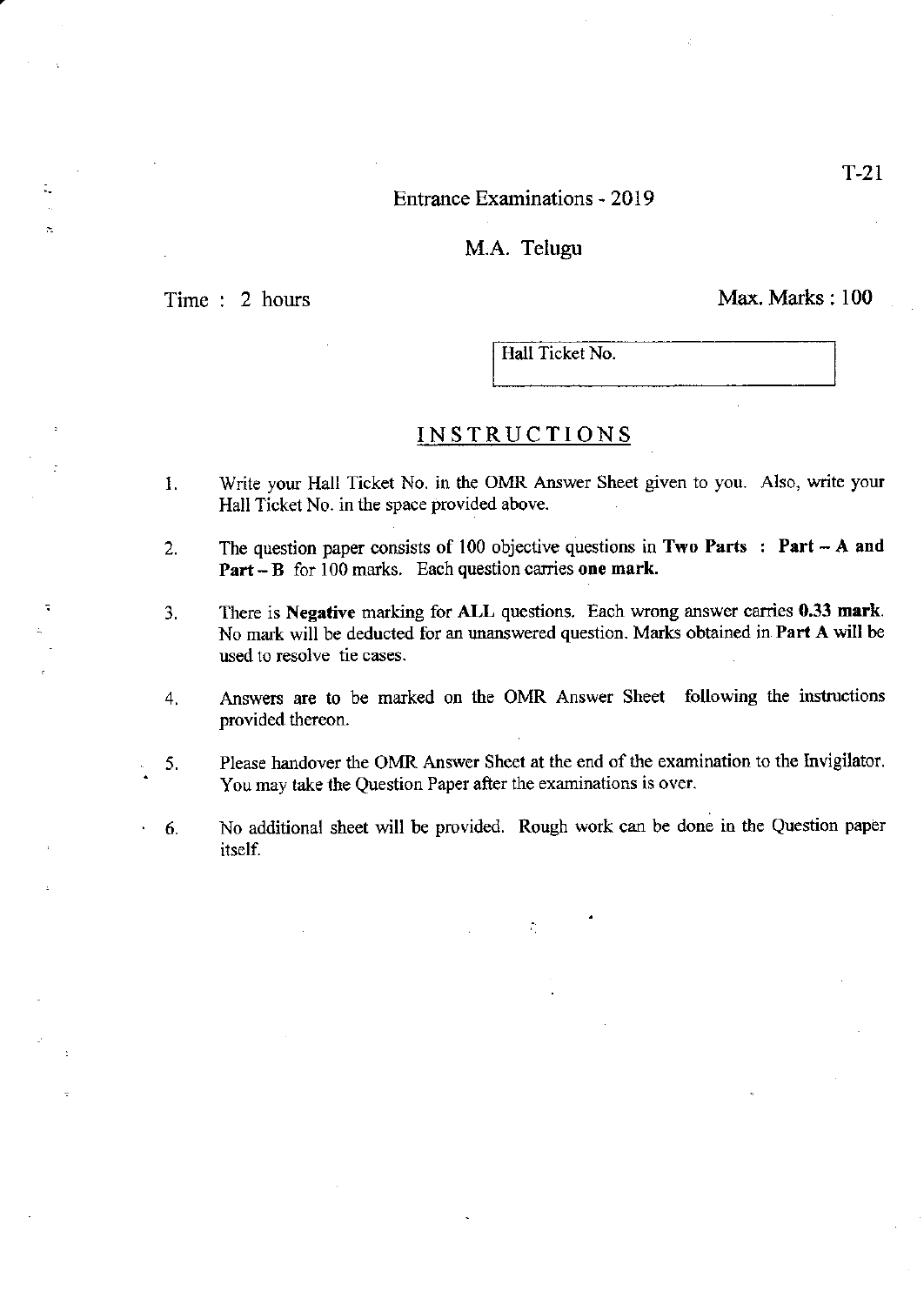T-21

# Entrance Examinations - 2019

## M.A. Telugu

Time : 2 hours

Max. Marks : 100

| Hall Ticket No. |
|---|

## INSTRUCTIONS

1. Write your Hall Ticket No. in the OMR Answer Sheet given to you. Also, write your Hall Ticket No. in the space provided above.

2. The question paper consists of 100 objective questions in **Two Parts : Part – A and Part – B** for 100 marks. Each question carries **one mark.**

3. There is **Negative** marking for **ALL** questions. Each wrong answer carries **0.33 mark**. No mark will be deducted for an unanswered question. Marks obtained in **Part A will be** used to resolve tie cases.

4. Answers are to be marked on the OMR Answer Sheet following the instructions provided thereon.

5. Please handover the OMR Answer Sheet at the end of the examination to the Invigilator. You may take the Question Paper after the examinations is over.

6. No additional sheet will be provided. Rough work can be done in the Question paper itself.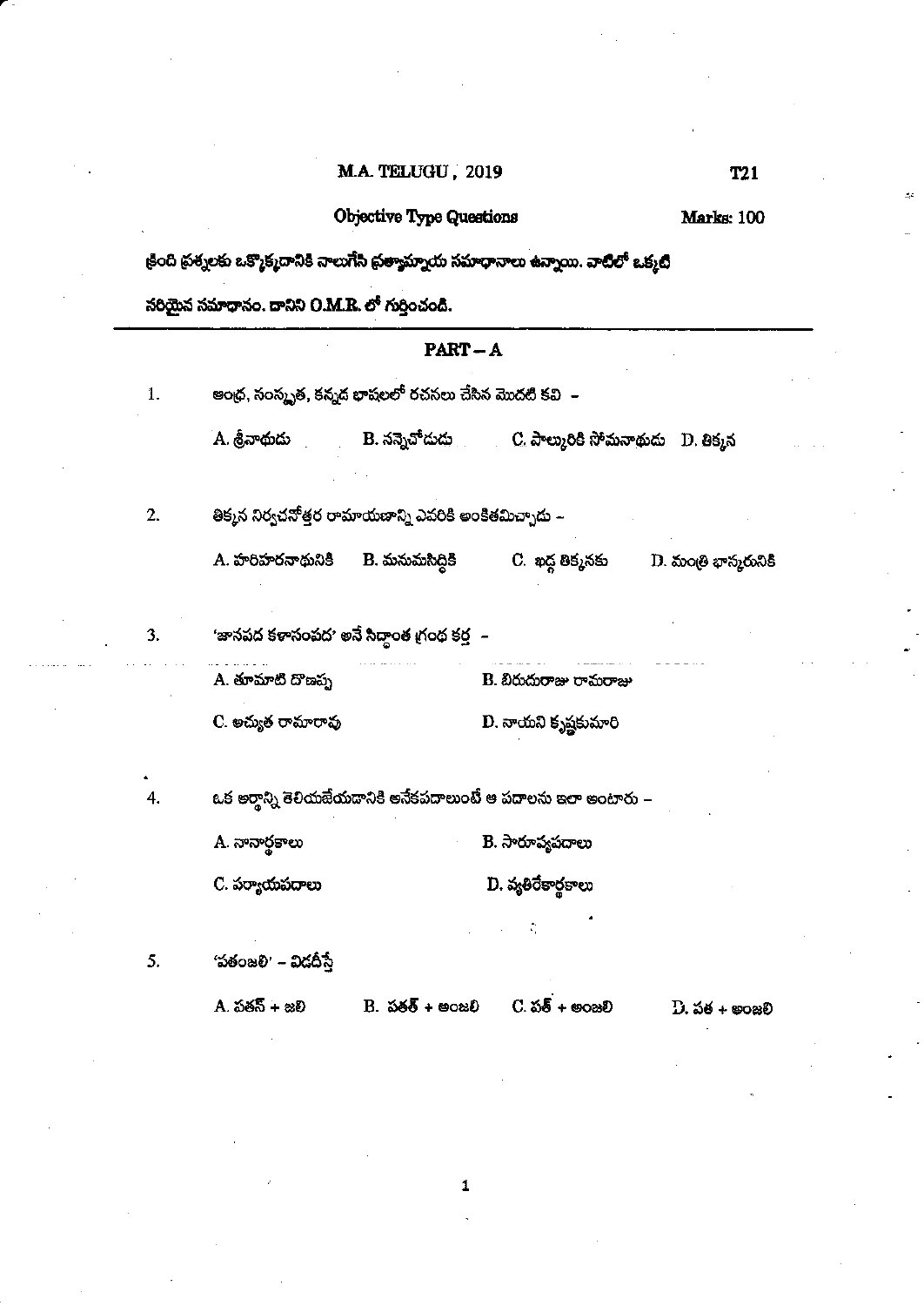M.A. TELUGU, 2019 | T21

Objective Type Questions | Marks: 100

క్రింది ప్రశ్నలకు ఒక్కొక్కదానికి నాలుగేసి ప్రత్యామ్నాయ సమాధానాలు ఉన్నాయి. వాటిలో ఒక్కటి సరియైన సమాధానం. దానిని O.M.R. లో గుర్తించండి.

---

## PART – A

1. ఆంధ్ర, సంస్కృత, కన్నడ భాషలలో రచనలు చేసిన మొదటి కవి –

   A. శ్రీనాథుడు   B. నన్నెచోడుడు   C. పాల్కురికి సోమనాథుడు   D. తిక్కన

2. తిక్కన నిర్వచనోత్తర రామాయణాన్ని ఎవరికి అంకితమిచ్చాడు –

   A. హరిహరనాథునికి   B. మనుమసిద్ధికి   C. ఖడ్గ తిక్కనకు   D. మంత్రి భాస్కరునికి

3. 'జానపద కళాసంపద' అనే సిద్ధాంత గ్రంథ కర్త –

   A. తూమాటి దొణప్ప   B. బిరుదురాజు రామరాజు

   C. అచ్యుత రామారావు   D. నాయని కృష్ణకుమారి

4. ఒక అర్థాన్ని తెలియజేయడానికి అనేకపదాలుంటే ఆ పదాలను ఇలా అంటారు –

   A. నానార్థకాలు   B. సారూప్యపదాలు

   C. పర్యాయపదాలు   D. వ్యతిరేకార్థకాలు

5. 'పతంజలి' – విడదీస్తే

   A. పతన్ + జలి   B. పతత్ + అంజలి   C. పత్ + అంజలి   D. పత + అంజలి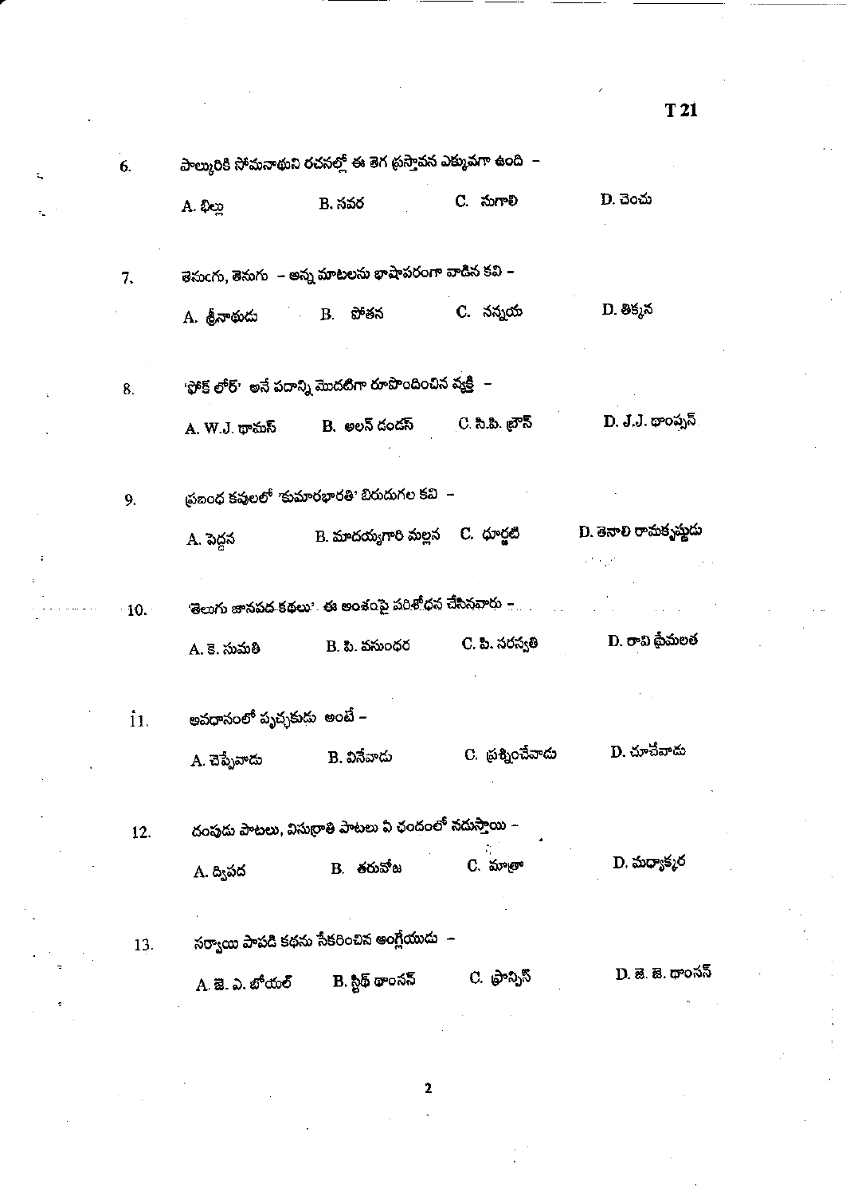6. పాల్కురికి సోమనాథుని రచనల్లో ఈ తెగ ప్రస్తావన ఎక్కువగా ఉంది –

   A. భిల్లు B. నవర C. సుగాలి D. చెంచు

7. తెనుఁగు, తెనుగు – అన్న మాటలను భాషాపరంగా వాడిన కవి –

   A. శ్రీనాథుడు B. పోతన C. నన్నయ D. తిక్కన

8. 'ఫోక్ లోర్' అనే పదాన్ని మొదటిగా రూపొందించిన వ్యక్తి –

   A. W.J. థామస్ B. అలన్ డండస్ C. సి.పి. బ్రౌన్ D. J.J. థాంప్సన్

9. ప్రబంధ కవులలో 'కుమారభారతి' బిరుదుగల కవి –

   A. పెద్దన B. మాదయ్యగారి మల్లన C. ధూర్జటి D. తెనాలి రామకృష్ణుడు

10. 'తెలుగు జానపద కథలు' ఈ అంశంపై పరిశోధన చేసినవారు –

    A. కె. సుమతి B. పి. వసుంధర C. పి. సరస్వతి D. రావి ప్రేమలత

11. అవధానంలో పృచ్ఛకుడు అంటే –

    A. చెప్పేవాడు B. వినేవాడు C. ప్రశ్నించేవాడు D. చూచేవాడు

12. దంపుడు పాటలు, విసుర్రాతి పాటలు ఏ ఛందంలో నడుస్తాయి –

    A. ద్విపద B. తరువోజ C. మాత్రా D. మధ్యాక్కర

13. సర్వాయి పాపడి కథను సేకరించిన ఆంగ్లేయుడు –

    A. జె. ఎ. బోయల్ B. స్టిత్ థాంసన్ C. ఫ్రాన్సిస్ D. జె. జె. థాంసన్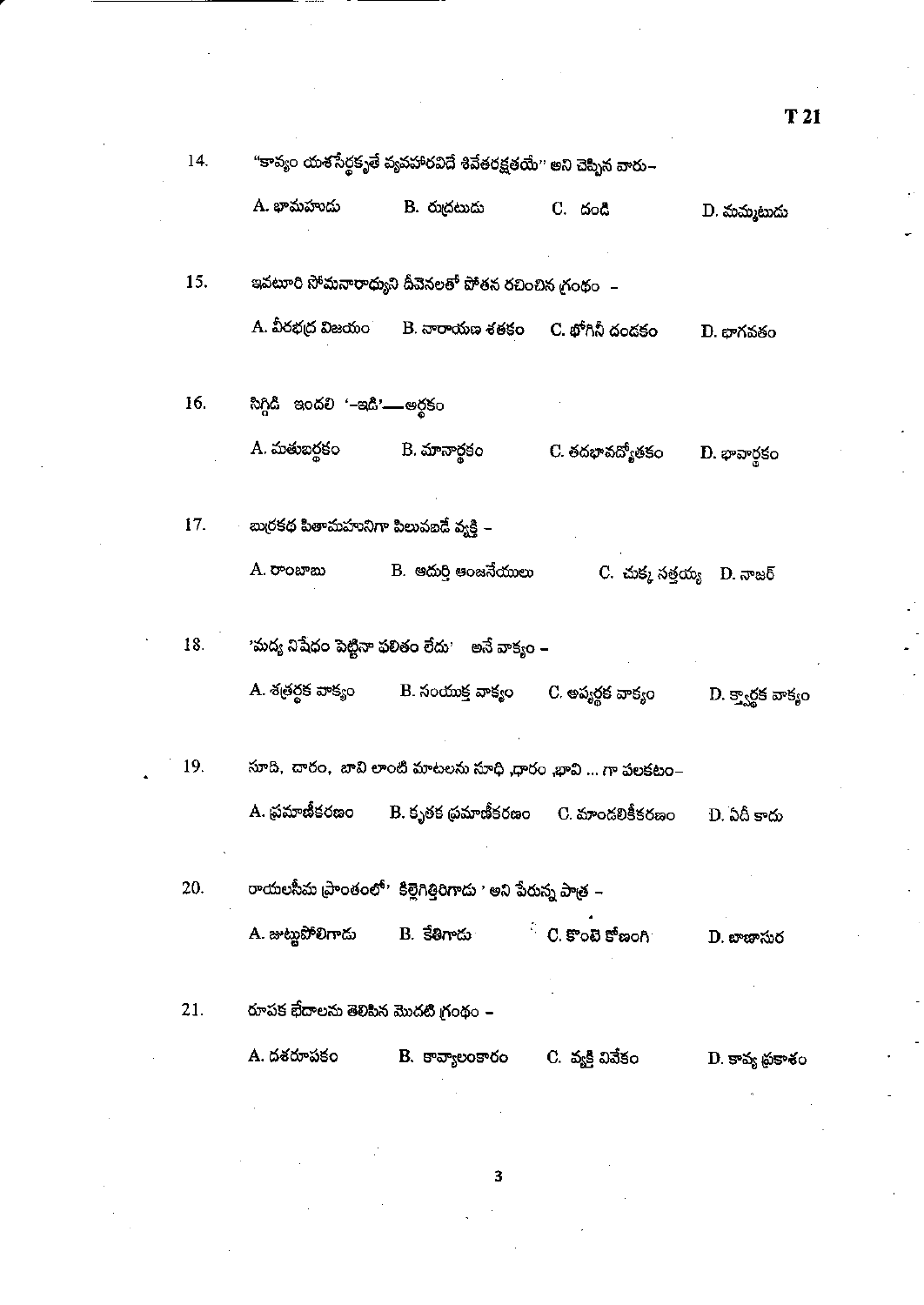14. "కావ్యం యశసేర్థకృతే వ్యవహారవిదే శివేతరక్షతయే" అని చెప్పిన వారు–

A. భామహుడు B. రుద్రటుడు C. దండి D. మమ్మటుడు

15. ఇవటూరి సోమనారాధ్యుని దీవెనలతో పోతన రచించిన గ్రంథం –

A. వీరభద్ర విజయం B. నారాయణ శతకం C. భోగినీ దండకం D. భాగవతం

16. సిగ్గిడి ఇందలి '–ఇడి'— అర్థకం

A. మతుబర్థకం B. మానార్థకం C. తదభావద్యోతకం D. భావార్థకం

17. బుర్రకథ పితామహునిగా పిలువబడే వ్యక్తి –

A. రాంబాబు B. ఆదుర్తి ఆంజనేయులు C. చుక్క సత్తయ్య D. నాజర్

18. 'మద్య నిషేధం పెట్టినా ఫలితం లేదు' అనే వాక్యం –

A. శత్రర్థక వాక్యం B. సంయుక్త వాక్యం C. అప్యర్థక వాక్యం D. క్త్వార్థక వాక్యం

19. సూది, దారం, బావి లాంటి మాటలను సూధి ,ధారం ,భావి ... గా పలకటం–

A. ప్రమాణీకరణం B. కృతక ప్రమాణీకరణం C. మాండలికీకరణం D. ఏదీ కాదు

20. రాయలసీమ ప్రాంతంలో' కిల్లెగిత్తిరిగాడు ' అని పేరున్న పాత్ర –

A. జుట్టుపోలిగాడు B. కేతిగాడు C. కొంటె కోణంగి D. బాణాసుర

21. రూపక భేదాలను తెలిపిన మొదటి గ్రంథం –

A. దశరూపకం B. కావ్యాలంకారం C. వ్యక్తి వివేకం D. కావ్య ప్రకాశం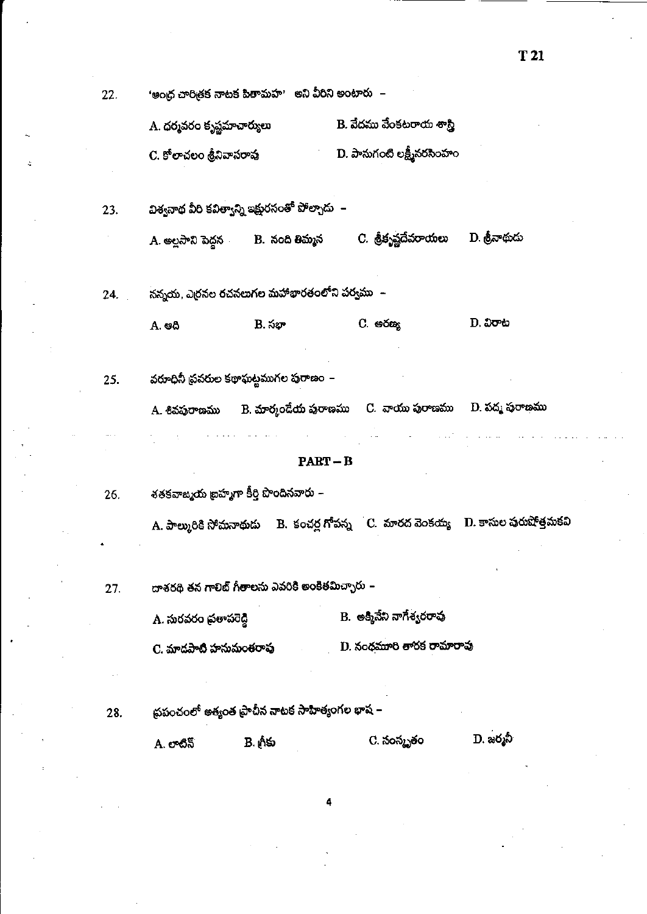22. 'ఆంధ్ర చారిత్రక నాటక పితామహ' అని వీరిని అంటారు –

A. ధర్మవరం కృష్ణమాచార్యులు B. వేదము వేంకటరాయ శాస్త్రి

C. కోలాచలం శ్రీనివాసరావు D. పానుగంటి లక్ష్మీనరసింహం

23. విశ్వనాథ వీరి కవిత్వాన్ని ఇక్షురసంతో పోల్చాడు –

A. అల్లసాని పెద్దన B. నంది తిమ్మన C. శ్రీకృష్ణదేవరాయలు D. శ్రీనాథుడు

24. నన్నయ, ఎఱ్ఱనల రచనలుగల మహాభారతంలోని పర్వము –

A. ఆది B. సభా C. అరణ్య D. విరాట

25. వరూధినీ ప్రవరుల కథాఘట్టముగల పురాణం –

A. శివపురాణము B. మార్కండేయ పురాణము C. వాయు పురాణము D. పద్మ పురాణము

## PART – B

26. శతకవాఙ్మయ బ్రహ్మగా కీర్తి పొందినవారు –

A. పాల్కురికి సోమనాథుడు B. కంచర్ల గోపన్న C. మారద వెంకయ్య D. కాసుల పురుషోత్తమకవి

27. దాశరథి తన గాలిబ్ గీతాలను ఎవరికి అంకితమిచ్చారు –

A. సురవరం ప్రతాపరెడ్డి B. అక్కినేని నాగేశ్వరరావు

C. మాడపాటి హనుమంతరావు D. నందమూరి తారక రామారావు

28. ప్రపంచంలో అత్యంత ప్రాచీన నాటక సాహిత్యంగల భాష –

A. లాటిన్ B. గ్రీకు C. సంస్కృతం D. జర్మనీ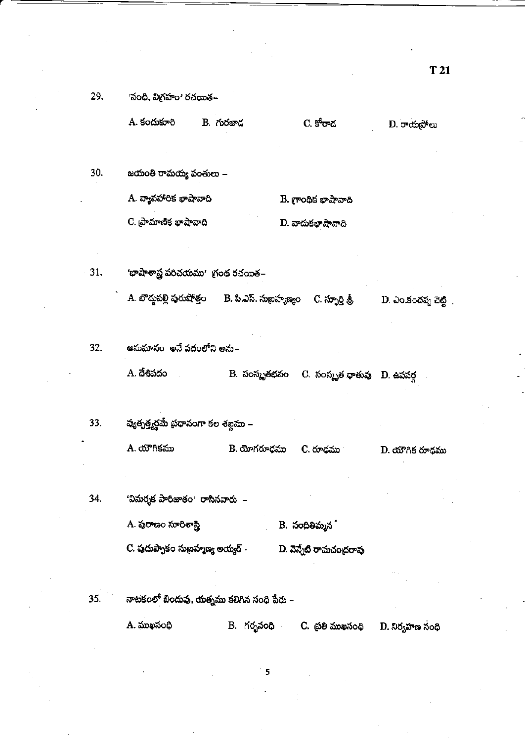29. 'నంది, విగ్రహం' రచయిత–

A. కందుకూరి B. గురజాడ C. కోరాడ D. రాయప్రోలు

30. జయంతి రామయ్య పంతులు –

A. వ్యావహారిక భాషావాది B. గ్రాంథిక భాషావాది

C. ప్రామాణిక భాషావాది D. వాడుకభాషావాది

31. 'భాషాశాస్త్ర పరిచయము' గ్రంథ రచయిత–

A. బొడ్డుపల్లి పురుషోత్తం B. పి.ఎస్. సుబ్రహ్మణ్యం C. స్ఫూర్తి శ్రీ D. ఎం.కందప్ప చెట్టి

32. అనుమానం అనే పదంలోని అను–

A. దేశిపదం B. సంస్కృతభవం C. సంస్కృత ధాతువు D. ఉపసర్గ

33. వ్యుత్పత్త్యర్థమే ప్రధానంగా కల శబ్దము –

A. యౌగికము B. యోగరూఢము C. రూఢము D. యౌగిక రూఢము

34. 'విమర్శక పారిజాతం' రాసినవారు –

A. పురాణం సూరిశాస్త్రి B. నందితిమ్మన

C. పుదుప్పాకం సుబ్రహ్మణ్య అయ్యర్ D. వెన్నేటి రామచంద్రరావు

35. నాటకంలో బిందువు, యత్నము కలిగిన సంధి పేరు –

A. ముఖసంధి B. గర్భసంధి C. ప్రతి ముఖసంధి D. నిర్వహణ సంధి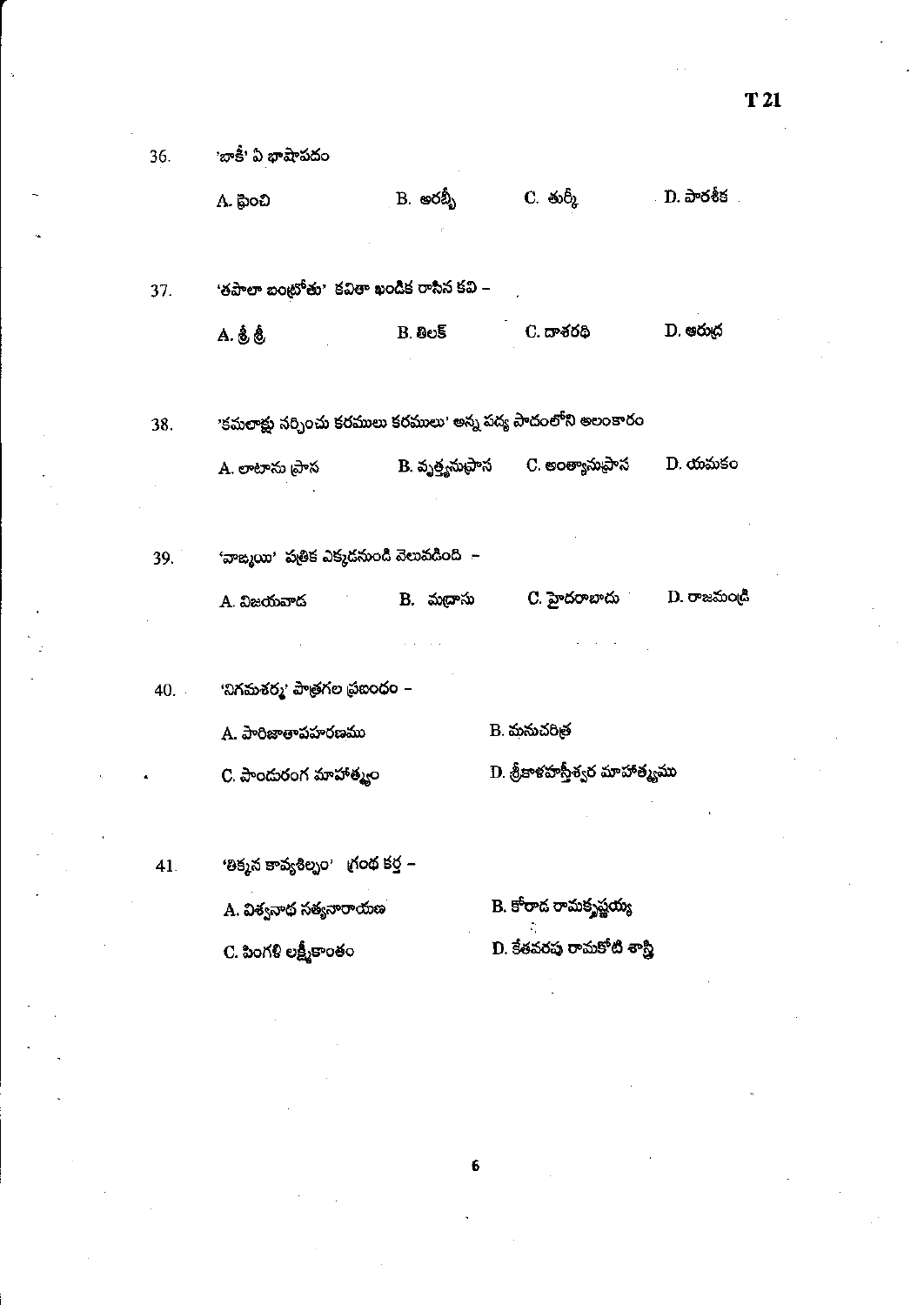36. 'బాకీ' ఏ భాషాపదం

A. ఫ్రెంచి B. అరబ్బీ C. తుర్కీ D. పారశీక

37. 'తపాలా బంట్రోతు' కవితా ఖండిక రాసిన కవి –

A. శ్రీ శ్రీ B. తిలక్ C. దాశరథి D. ఆరుద్ర

38. 'కమలాక్షు నర్చించు కరములు కరములు' అన్న పద్య పాదంలోని అలంకారం

A. లాటానుప్రాస B. వృత్త్యనుప్రాస C. అంత్యానుప్రాస D. యమకం

39. 'వాఙ్మయి' పత్రిక ఎక్కడనుండి వెలువడింది –

A. విజయవాడ B. మద్రాసు C. హైదరాబాదు D. రాజమండ్రి

40. 'నిగమశర్మ' పాత్రగల ప్రబంధం –

A. పారిజాతాపహరణము

B. మనుచరిత్ర

C. పాండురంగ మాహాత్మ్యం

D. శ్రీకాళహస్తీశ్వర మాహాత్మ్యము

41. 'తిక్కన కావ్యశిల్పం' గ్రంథ కర్త –

A. విశ్వనాథ సత్యనారాయణ

B. కోరాడ రామకృష్ణయ్య

C. పింగళి లక్ష్మీకాంతం

D. కేతవరపు రామకోటి శాస్త్రి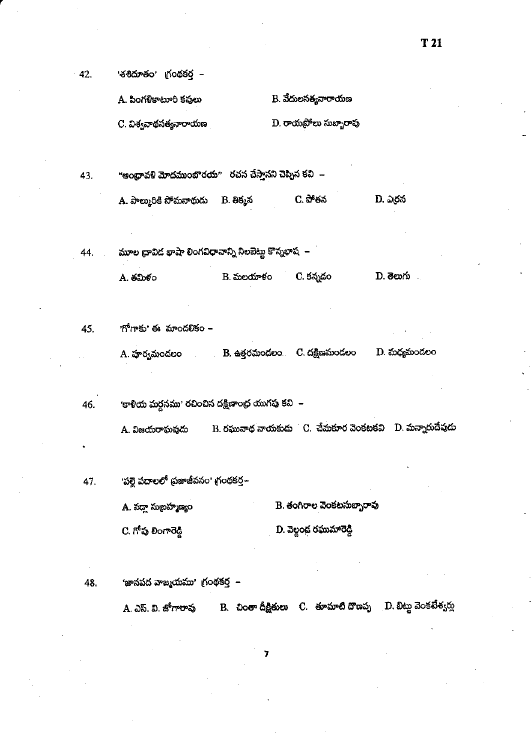42. 'శశిదూతం' గ్రంథకర్త –

A. పింగళికాటూరి కవులు B. వేదులసత్యనారాయణ

C. విశ్వనాథసత్యనారాయణ D. రాయప్రోలు సుబ్బారావు

43. "ఆంధ్రావళి మోదముంబొరయ" రచన చేస్తానని చెప్పిన కవి –

A. పాల్కురికి సోమనాథుడు B. తిక్కన C. పోతన D. ఎర్రన

44. మూల ద్రావిడ భాషా లింగవిధానాన్ని నిలబెట్టు కొన్నభాష –

A. తమిళం B. మలయాళం C. కన్నడం D. తెలుగు

45. 'గోగాకు' ఈ మాండలికం –

A. పూర్వమండలం B. ఉత్తరమండలం C. దక్షిణమండలం D. మధ్యమండలం

46. 'కాళియ మర్దనము' రచించిన దక్షిణాంధ్ర యుగపు కవి –

A. విజయరాఘవుడు B. రఘునాథ నాయకుడు C. చేమకూర వెంకటకవి D. మన్నారుదేవుడు

47. 'పల్లె పదాలలో ప్రజాజీవనం' గ్రంథకర్త–

A. నడ్లా సుబ్రహ్మణ్యం B. తంగిరాల వెంకటసుబ్బారావు

C. గోపు లింగారెడ్డి D. వెల్దండ రఘుమారెడ్డి

48. 'జానపద వాఙ్మయము' గ్రంథకర్త –

A. ఎస్. వి. జోగారావు B. చింతా దీక్షితులు C. తూమాటి దొణప్ప D. బిట్టు వెంకటేశ్వర్లు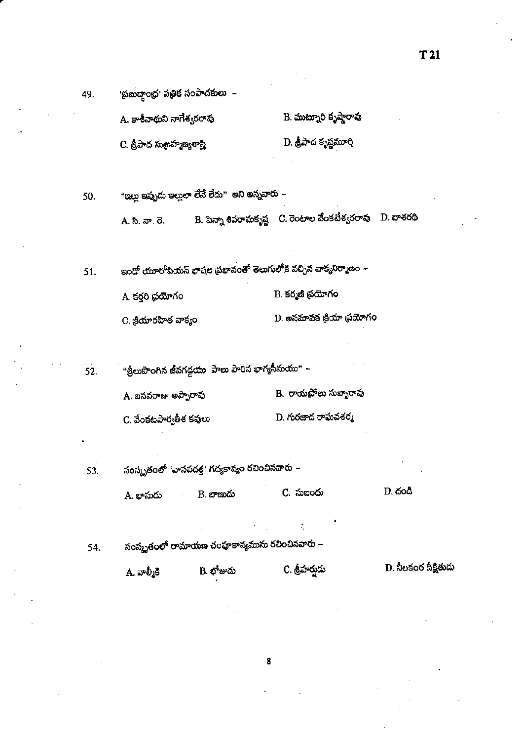49. 'ప్రబుద్ధాంధ్ర' పత్రిక సంపాదకులు -

A. కాశీనాథుని నాగేశ్వరరావు　　B. ముట్నూరి కృష్ణారావు

C. శ్రీపాద సుబ్రహ్మణ్యశాస్త్రి　　D. శ్రీపాద కృష్ణమూర్తి

50. "ఇల్లు ఇప్పుడు ఇల్లులా లేనే లేదు" అని అన్నవారు -

A. సి. నా. రె.　　B. పెన్నా శివరామకృష్ణ　　C. రెంటాల వేంకటేశ్వరరావు　　D. దాశరథి

51. ఇండో యూరోపియన్ భాషల ప్రభావంతో తెలుగులోకి వచ్చిన వాక్యనిర్మాణం -

A. కర్తరి ప్రయోగం　　B. కర్మణి ప్రయోగం

C. క్రియారహిత వాక్యం　　D. అసమాపక క్రియా ప్రయోగం

52. "శ్రీలుపొంగిన జీవగడ్డయి పాలు పారిన భాగ్యసీమయి" -

A. బసవరాజు అప్పారావు　　B. రాయప్రోలు సుబ్బారావు

C. వేంకటపార్వతీశ కవులు　　D. గురజాడ రాఘవశర్మ

53. సంస్కృతంలో 'వాసవదత్త' గద్యకావ్యం రచించినవారు -

A. భాసుడు　　B. బాణుడు　　C. సుబంధు　　D. దండి

54. సంస్కృతంలో రామాయణ చంపూకావ్యమును రచించినవారు -

A. వాల్మీకి　　B. భోజుడు　　C. శ్రీహర్షుడు　　D. నీలకంఠ దీక్షితుడు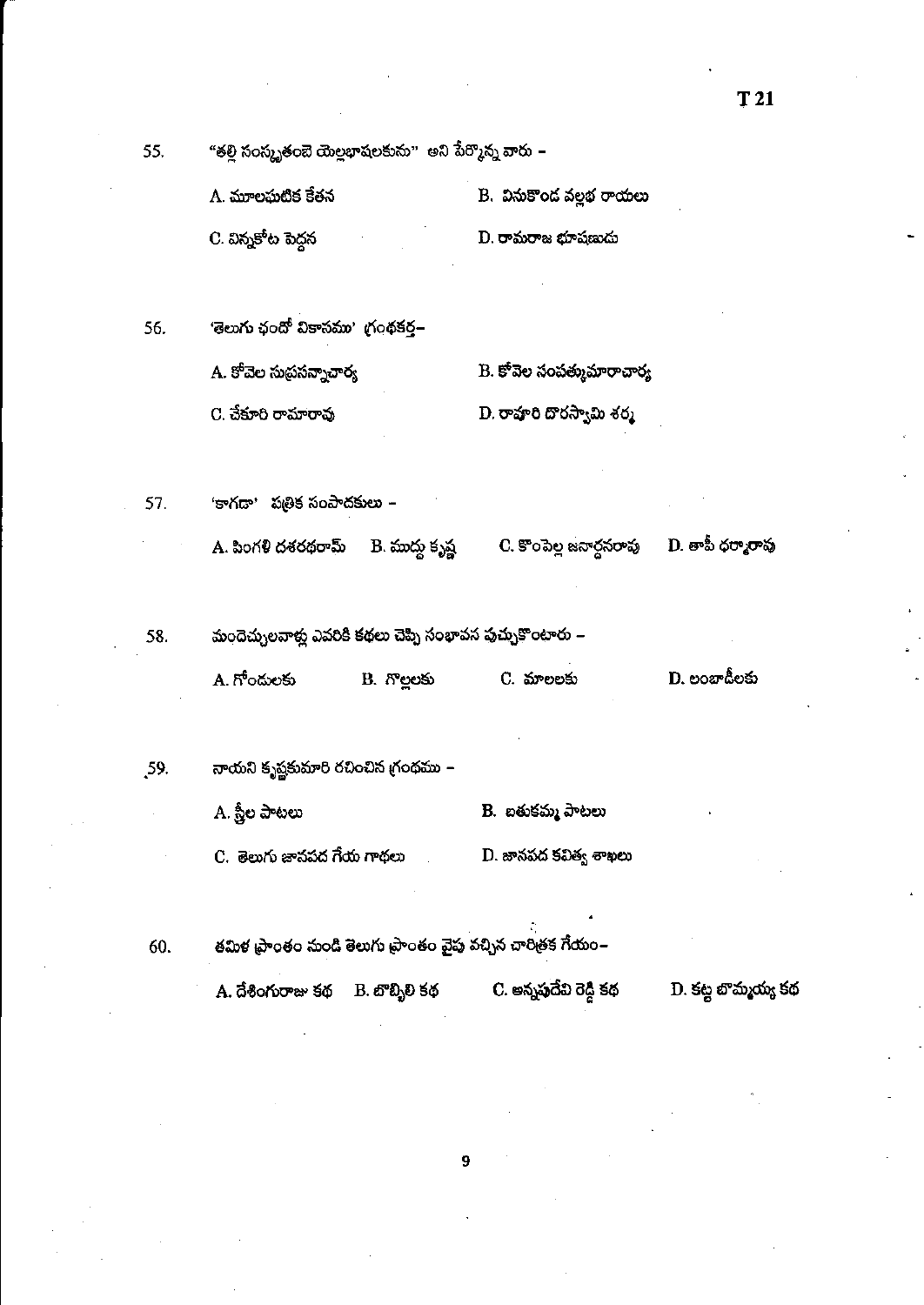55. "తల్లి సంస్కృతంబె యెల్లభాషలకును" అని పేర్కొన్న వారు –

A. మూలఘటిక కేతన
B. వినుకొండ వల్లభ రాయలు
C. విన్నకోట పెద్దన
D. రామరాజ భూషణుడు

56. 'తెలుగు ఛందో వికాసము' గ్రంథకర్త–

A. కోవెల సుప్రసన్నాచార్య
B. కోవెల సంపత్కుమారాచార్య
C. చేకూరి రామారావు
D. రాపూరి దొరస్వామి శర్మ

57. 'కాగడా' పత్రిక సంపాదకులు –

A. పింగళి దశరథరామ్
B. ముద్దు కృష్ణ
C. కొంపెల్ల జనార్దనరావు
D. తాపీ ధర్మారావు

58. మందెచ్చులవాళ్లు ఎవరికి కథలు చెప్పి సంభావన పుచ్చుకొంటారు –

A. గోండులకు
B. గొల్లలకు
C. మాలలకు
D. లంబాడీలకు

59. నాయని కృష్ణకుమారి రచించిన గ్రంథము –

A. స్త్రీల పాటలు
B. బతుకమ్మ పాటలు
C. తెలుగు జానపద గేయ గాథలు
D. జానపద కవిత్వ శాఖలు

60. తమిళ ప్రాంతం నుండి తెలుగు ప్రాంతం వైపు వచ్చిన చారిత్రక గేయం–

A. దేశింగురాజు కథ
B. బొబ్బిలి కథ
C. అన్నపూదేవి రెడ్డి కథ
D. కట్ట బొమ్మయ్య కథ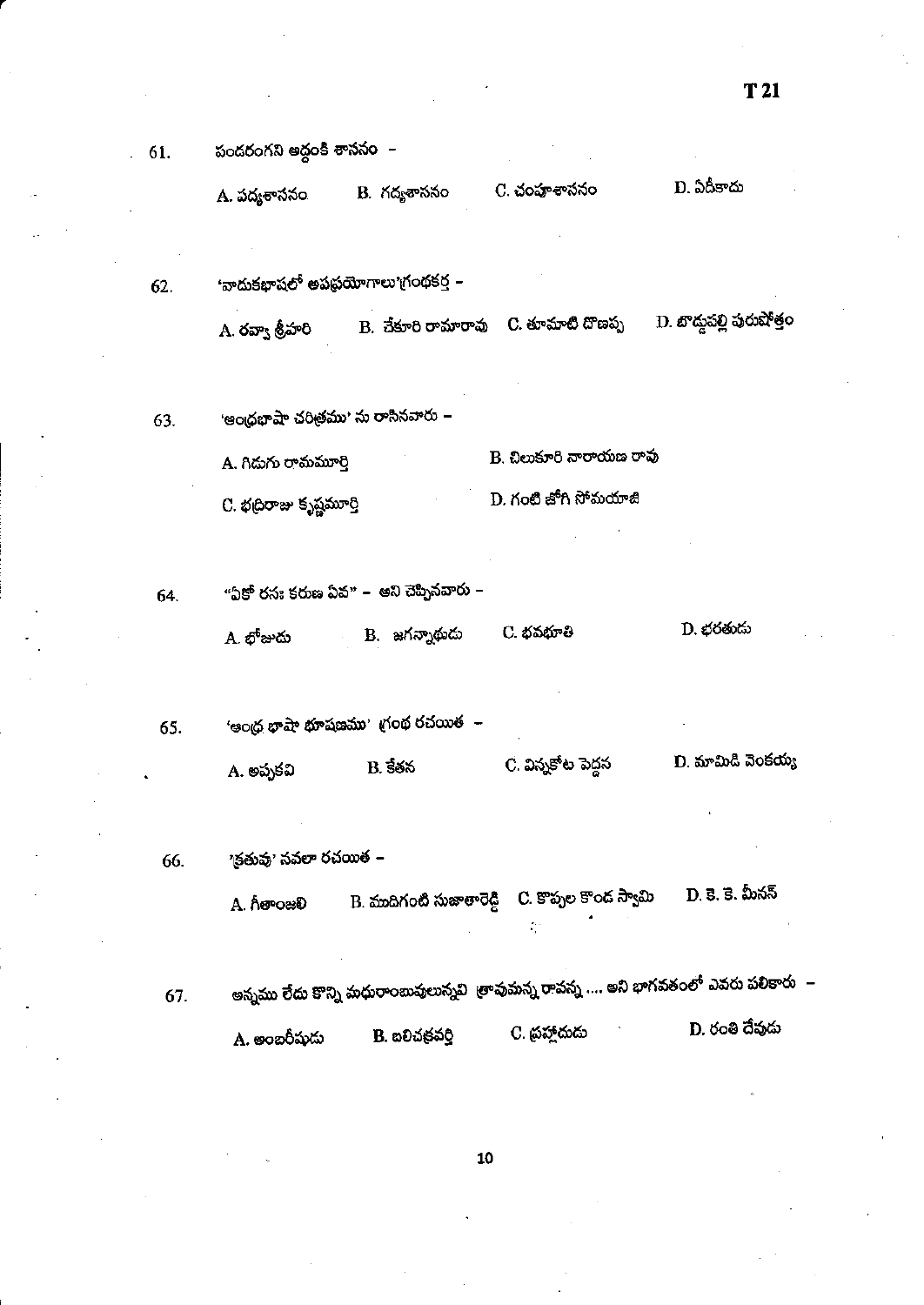61. పండరంగని అద్దంకి శాసనం –

A. పద్యశాసనం B. గద్యశాసనం C. చంపూశాసనం D. ఏదీకాదు

62. 'వాడుకభాషలో అపప్రయోగాలు'గ్రంథకర్త –

A. రవ్వా శ్రీహరి B. చేకూరి రామారావు C. తూమాటి దొణప్ప D. బొడ్డుపల్లి పురుషోత్తం

63. 'ఆంధ్రభాషా చరిత్రము' ను రాసినవారు –

A. గిడుగు రామమూర్తి B. చిలుకూరి నారాయణ రావు

C. భద్రిరాజు కృష్ణమూర్తి D. గంటి జోగి సోమయాజి

64. "ఏకో రసః కరుణ ఏవ" – అని చెప్పినవారు –

A. భోజుడు B. జగన్నాథుడు C. భవభూతి D. భరతుడు

65. 'ఆంధ్ర భాషా భూషణము' గ్రంథ రచయిత –

A. అప్పకవి B. కేతన C. విన్నకోట పెద్దన D. మామిడి వెంకయ్య

66. 'క్రతువు' నవలా రచయిత –

A. గీతాంజలి B. ముదిగంటి సుజాతారెడ్డి C. కొప్పుల కొండ స్వామి D. కె. కె. మీనన్

67. అన్నము లేదు కొన్ని మధురాంబువులున్నవి త్రావుమన్న రావన్న .... అని భాగవతంలో ఎవరు పలికారు –

A. అంబరీషుడు B. బలిచక్రవర్తి C. ప్రహ్లాదుడు D. రంతి దేవుడు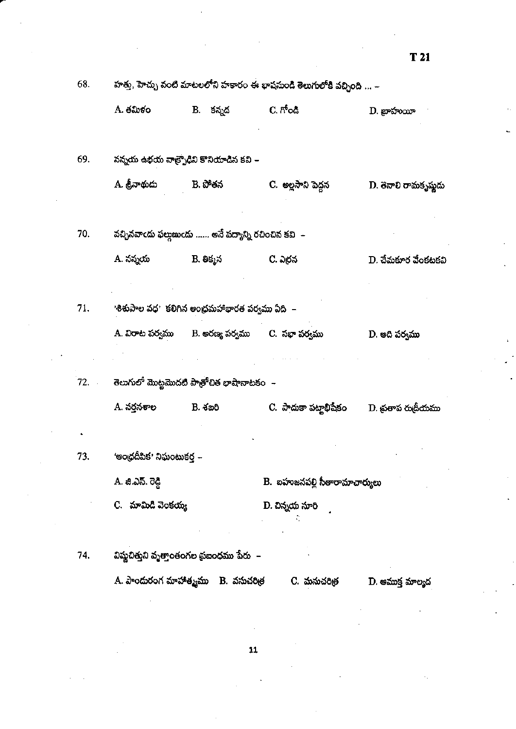68. హత్తు, హెచ్చు వంటి మాటలలోని హకారం ఈ భాషనుండి తెలుగులోకి వచ్చింది ... –

A. తమిళం　　B. కన్నడ　　C. గోండి　　D. బ్రాహుయీ

69. నన్నయ ఉభయ వాక్ప్రౌఢిని కొనియాడిన కవి –

A. శ్రీనాథుడు　　B. పోతన　　C. అల్లసాని పెద్దన　　D. తెనాలి రామకృష్ణుడు

70. వచ్చినవాఁడు ఫల్గునుఁడు ...... అనే పద్యాన్ని రచించిన కవి –

A. నన్నయ　　B. తిక్కన　　C. ఎర్రన　　D. చేమకూర వేంకటకవి

71. 'శిశుపాల వధ' కలిగిన ఆంధ్రమహాభారత పర్వము ఏది –

A. విరాట పర్వము　　B. అరణ్య పర్వము　　C. సభా పర్వము　　D. ఆది పర్వము

72. తెలుగులో మొట్టమొదటి పాత్రోచిత భాషానాటకం –

A. నర్తనశాల　　B. శబరి　　C. పాదుకా పట్టాభిషేకం　　D. ప్రతాప రుద్రీయము

73. 'ఆంధ్రదీపిక' నిఘంటుకర్త –

A. జి.ఎన్. రెడ్డి　　B. బహుజనపల్లి సీతారామాచార్యులు

C. మామిడి వెంకయ్య　　D. చిన్నయ సూరి

74. విష్ణుచిత్తుని వృత్తాంతంగల ప్రబంధము పేరు –

A. పాండురంగ మాహాత్మ్యము　　B. వసుచరిత్ర　　C. మనుచరిత్ర　　D. ఆముక్త మాల్యద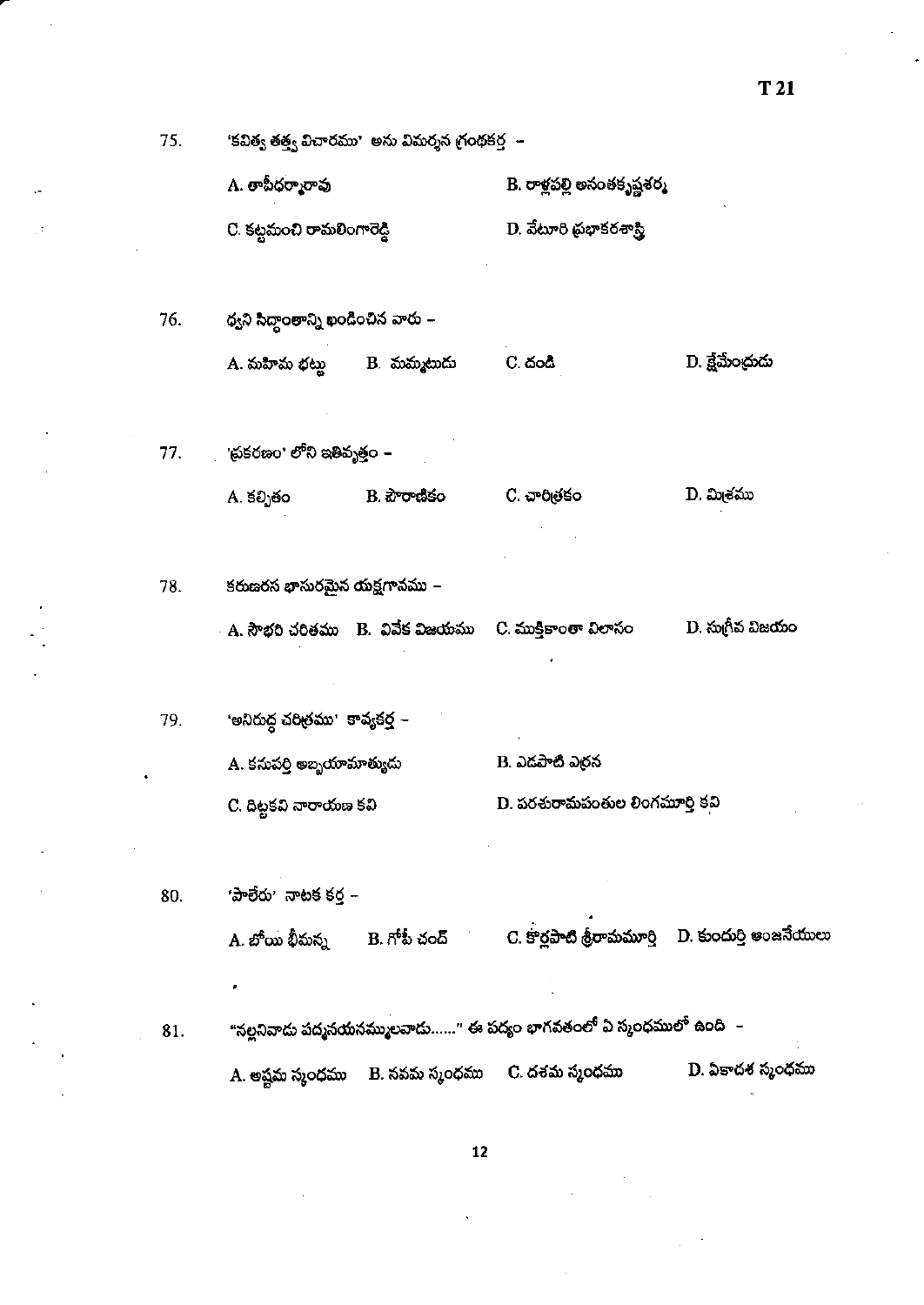75. 'కవిత్వ తత్త్వ విచారము' అను విమర్శన గ్రంథకర్త –

A. తాపీధర్మారావు B. రాళ్లపల్లి అనంతకృష్ణశర్మ

C. కట్టమంచి రామలింగారెడ్డి D. వేటూరి ప్రభాకరశాస్త్రి

76. ధ్వని సిద్ధాంతాన్ని ఖండించిన వారు –

A. మహిమ భట్టు B. మమ్మటుడు C. దండి D. క్షేమేంద్రుడు

77. 'ప్రకరణం' లోని ఇతివృత్తం –

A. కల్పితం B. పౌరాణికం C. చారిత్రకం D. మిశ్రము

78. కరుణరస భాసురమైన యక్షగానము –

A. సౌభరి చరితము B. వివేక విజయము C. ముక్తికాంతా విలాసం D. సుగ్రీవ విజయం

79. 'అనిరుద్ధ చరిత్రము' కావ్యకర్త –

A. కనుపర్తి అబ్బయామాత్యుడు B. ఎడపాటి ఎర్రన

C. దిట్టకవి నారాయణ కవి D. పరశురామపంతుల లింగమూర్తి కవి

80. 'పాలేరు' నాటక కర్త –

A. బోయి భీమన్న B. గోపీ చంద్ C. కొర్లపాటి శ్రీరామమూర్తి D. కుందుర్తి ఆంజనేయులు

81. "నల్లనివాడు పద్మనయనమ్ములవాడు......" ఈ పద్యం భాగవతంలో ఏ స్కంధములో ఉంది –

A. అష్టమ స్కంధము B. నవమ స్కంధము C. దశమ స్కంధము D. ఏకాదశ స్కంధము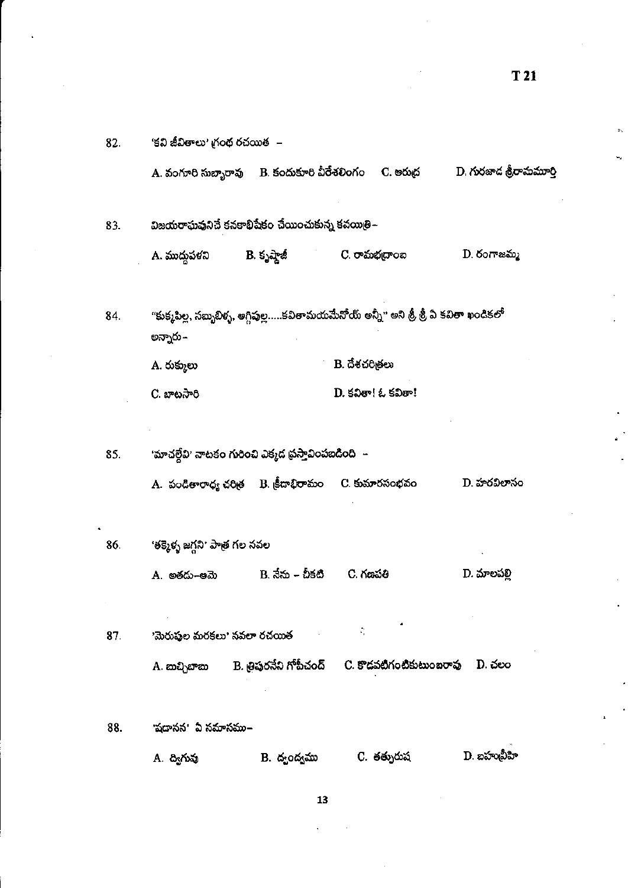82. 'కవి జీవితాలు' గ్రంథ రచయిత –

A. వంగూరి సుబ్బారావు  B. కందుకూరి వీరేశలింగం  C. ఆరుద్ర  D. గురజాడ శ్రీరామమూర్తి

83. విజయరాఘవునిచే కనకాభిషేకం చేయించుకున్న కవయిత్రి–

A. ముద్దుపళని  B. కృష్ణాజీ  C. రామభద్రాంబ  D. రంగాజమ్మ

84. "కుక్కపిల్ల, సబ్బుబిళ్ళ, అగ్గిపుల్ల.....కవితామయమేనోయ్ అన్నీ" అని శ్రీ శ్రీ ఏ కవితా ఖండికలో అన్నారు–

A. రుక్కులు  B. దేశచరిత్రలు

C. బాటసారి  D. కవితా! ఓ కవితా!

85. 'మాచల్దేవి' నాటకం గురించి ఎక్కడ ప్రస్తావింపబడింది –

A. పండితారాధ్య చరిత్ర  B. క్రీడాభిరామం  C. కుమారసంభవం  D. హరవిలాసం

86. 'తక్కెళ్ళ జగ్గని' పాత్ర గల నవల

A. అతడు–ఆమె  B. నేను – చీకటి  C. గణపతి  D. మాలపల్లి

87. 'మెరుపుల మరకలు' నవలా రచయిత

A. బుచ్చిబాబు  B. త్రిపురనేని గోపీచంద్  C. కొడవటిగంటికుటుంబరావు  D. చలం

88. 'షడానన' ఏ సమాసము–

A. ద్విగువు  B. ద్వంద్వము  C. తత్పురుష  D. బహువ్రీహి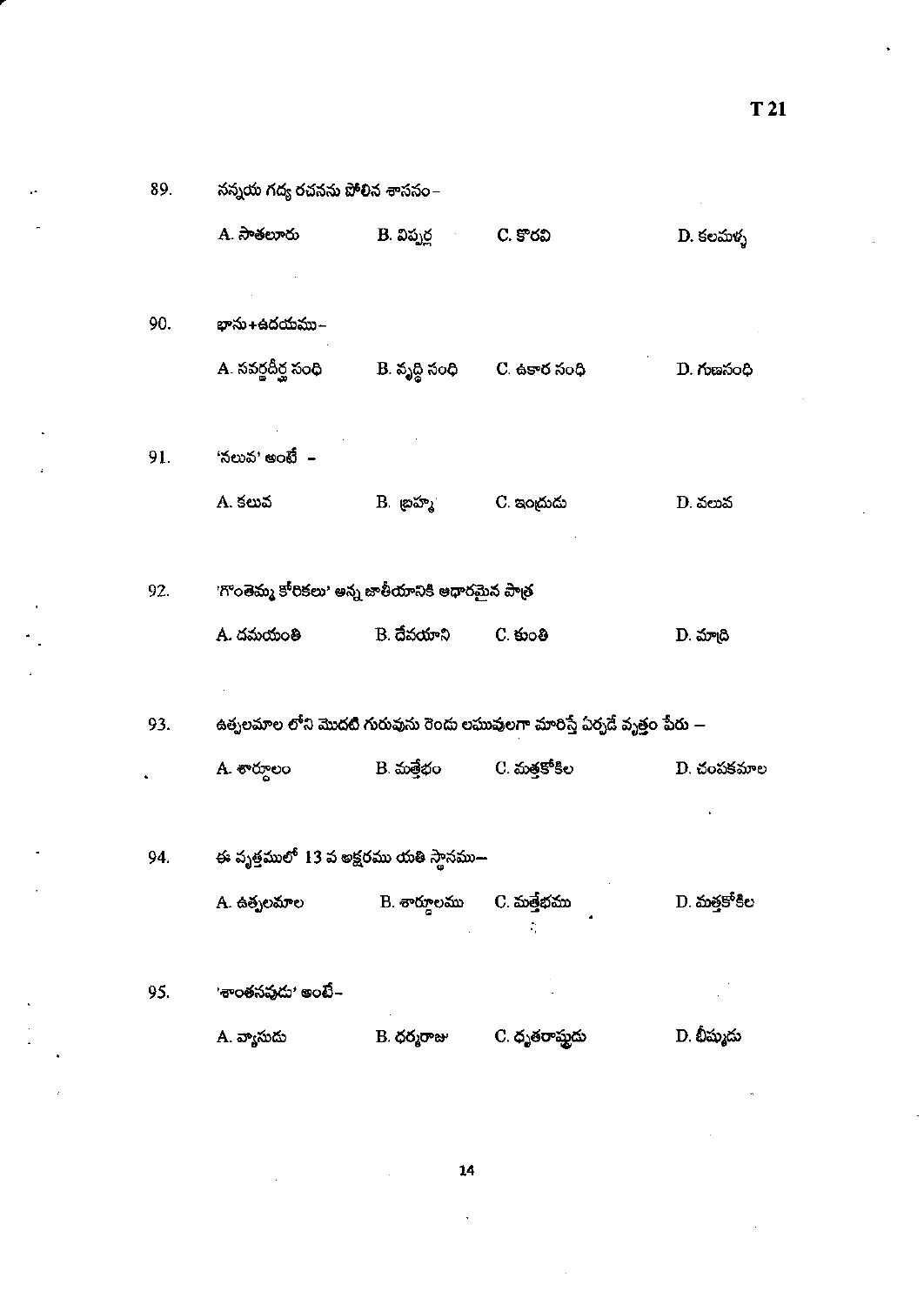89. నన్నయ గద్య రచనను పోలిన శాసనం–

A. సాతలూరు B. విప్పర్ల C. కొరవి D. కలమళ్ళ

90. భాను+ఉదయము–

A. సవర్ణదీర్ఘ సంధి B. వృద్ధి సంధి C. ఉకార సంధి D. గుణసంధి

91. 'నలువ' అంటే –

A. కలువ B. బ్రహ్మ C. ఇంద్రుడు D. వలువ

92. 'గొంతెమ్మ కోరికలు' అన్న జాతీయానికి ఆధారమైన పాత్ర

A. దమయంతి B. దేవయాని C. కుంతి D. మాద్రి

93. ఉత్పలమాల లోని మొదటి గురువును రెండు లఘువులగా మారిస్తే ఏర్పడే వృత్తం పేరు –

A. శార్దూలం B. మత్తేభం C. మత్తకోకిల D. చంపకమాల

94. ఈ వృత్తములో 13 వ అక్షరము యతి స్థానము–

A. ఉత్పలమాల B. శార్దూలము C. మత్తేభము D. మత్తకోకిల

95. 'శాంతనవుడు' అంటే–

A. వ్యాసుడు B. ధర్మరాజు C. ధృతరాష్ట్రుడు D. భీష్ముడు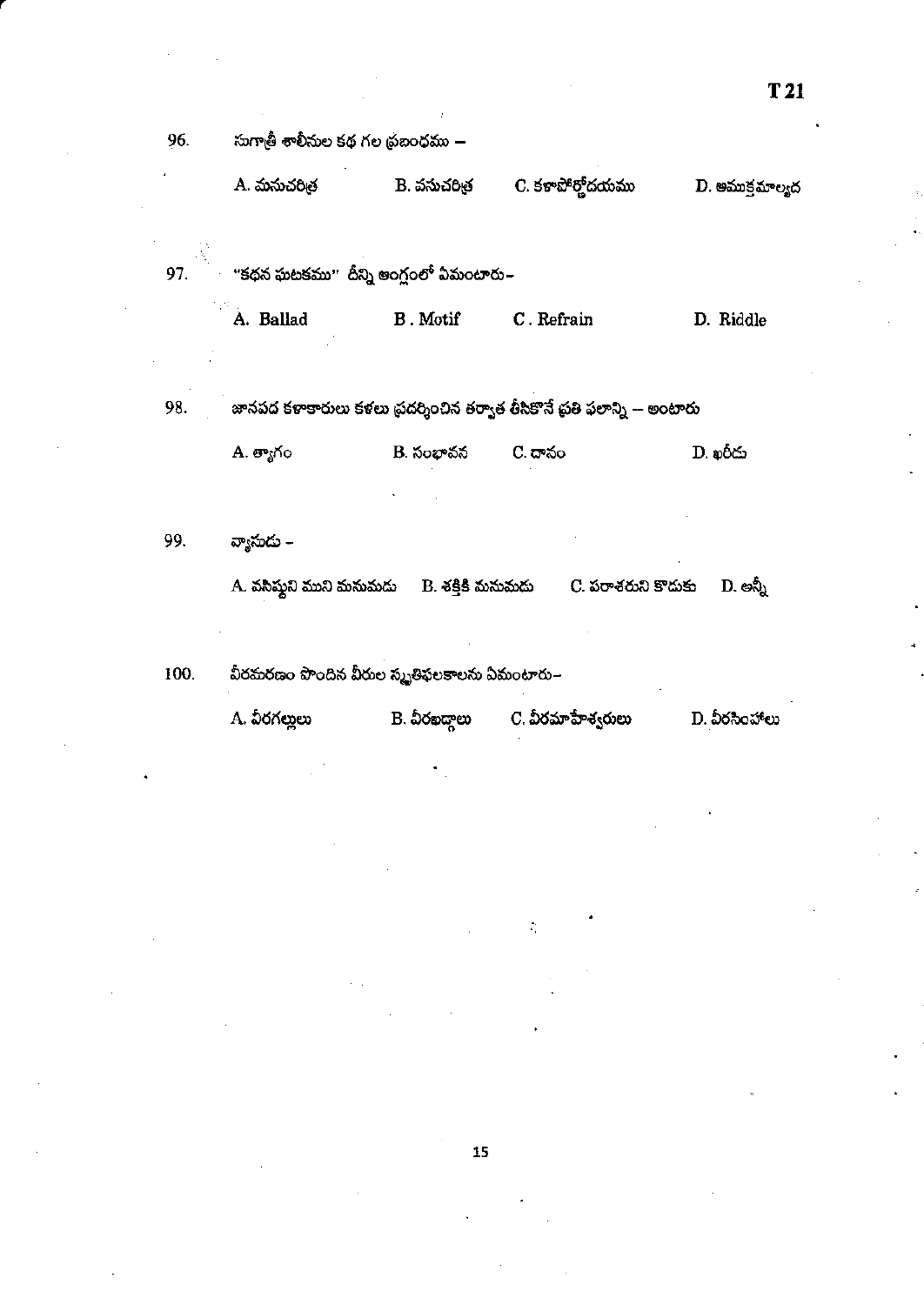96. సుగాత్రీ శాలీనుల కథ గల ప్రబంధము –

A. మనుచరిత్ర B. వసుచరిత్ర C. కళాపూర్ణోదయము D. ఆముక్తమాల్యద

97. "కథన ఘటకము" దీన్ని ఆంగ్లంలో ఏమంటారు–

A. Ballad B. Motif C. Refrain D. Riddle

98. జానపద కళాకారులు కళలు ప్రదర్శించిన తర్వాత తీసికొనే ప్రతి ఫలాన్ని – అంటారు

A. త్యాగం B. సంభావన C. దానం D. ఖరీదు

99. వ్యాసుడు –

A. వసిష్ఠుని ముని మనుమడు B. శక్తికి మనుమడు C. పరాశరుని కొడుకు D. అన్నీ

100. వీరమరణం పొందిన వీరుల స్మృతిఫలకాలను ఏమంటారు–

A. వీరగల్లులు B. వీరఖడ్గాలు C. వీరమాహేశ్వరులు D. వీరసింహాలు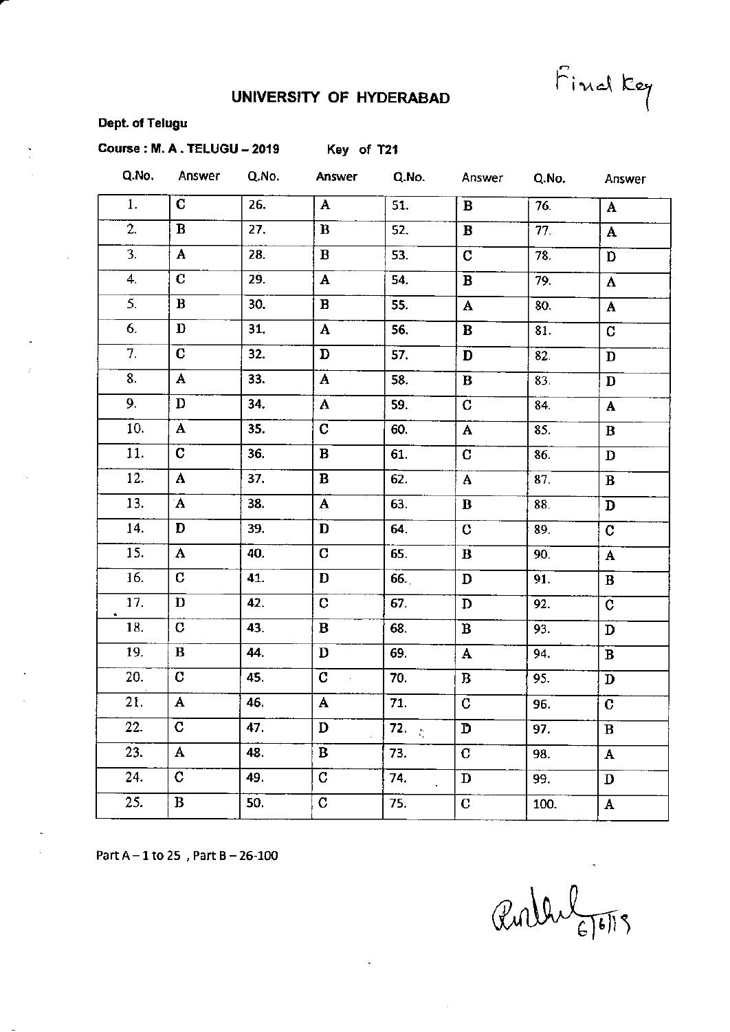Final Key

# UNIVERSITY OF HYDERABAD

**Dept. of Telugu**

**Course : M. A . TELUGU – 2019** Key of T21

| Q.No. | Answer | Q.No. | Answer | Q.No. | Answer | Q.No. | Answer |
|---|---|---|---|---|---|---|---|
| 1. | C | 26. | A | 51. | B | 76. | A |
| 2. | B | 27. | B | 52. | B | 77. | A |
| 3. | A | 28. | B | 53. | C | 78. | D |
| 4. | C | 29. | A | 54. | B | 79. | A |
| 5. | B | 30. | B | 55. | A | 80. | A |
| 6. | D | 31. | A | 56. | B | 81. | C |
| 7. | C | 32. | D | 57. | D | 82. | D |
| 8. | A | 33. | A | 58. | B | 83. | D |
| 9. | D | 34. | A | 59. | C | 84. | A |
| 10. | A | 35. | C | 60. | A | 85. | B |
| 11. | C | 36. | B | 61. | C | 86. | D |
| 12. | A | 37. | B | 62. | A | 87. | B |
| 13. | A | 38. | A | 63. | B | 88. | D |
| 14. | D | 39. | D | 64. | C | 89. | C |
| 15. | A | 40. | C | 65. | B | 90. | A |
| 16. | C | 41. | D | 66. | D | 91. | B |
| 17. | D | 42. | C | 67. | D | 92. | C |
| 18. | C | 43. | B | 68. | B | 93. | D |
| 19. | B | 44. | D | 69. | A | 94. | B |
| 20. | C | 45. | C | 70. | B | 95. | D |
| 21. | A | 46. | A | 71. | C | 96. | C |
| 22. | C | 47. | D | 72. | D | 97. | B |
| 23. | A | 48. | B | 73. | C | 98. | A |
| 24. | C | 49. | C | 74. | D | 99. | D |
| 25. | B | 50. | C | 75. | C | 100. | A |

Part A – 1 to 25 , Part B – 26-100

6/6/19